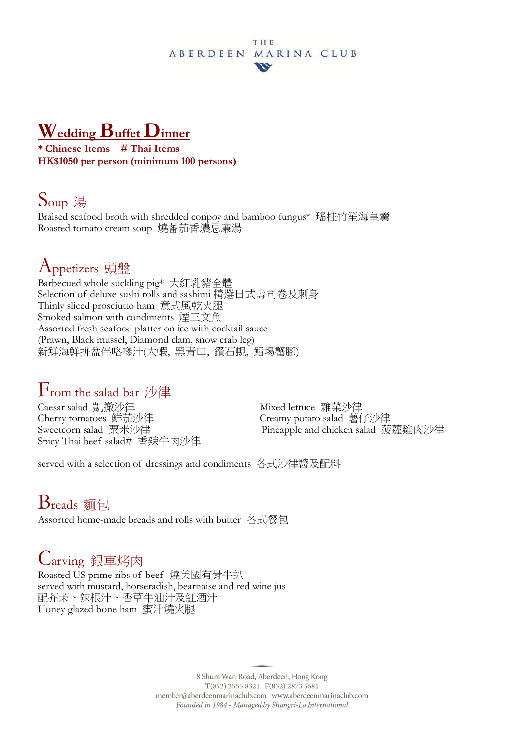THE ABERDEEN MARINA CLUB

# Wedding Buffet Dinner

**\* Chinese Items  # Thai Items**
**HK$1050 per person (minimum 100 persons)**

## Soup 湯

Braised seafood broth with shredded conpoy and bamboo fungus* 瑤柱竹笙海皇羹
Roasted tomato cream soup 燒蕃茄香濃忌廉湯

## Appetizers 頭盤

Barbecued whole suckling pig* 大紅乳豬全體
Selection of deluxe sushi rolls and sashimi 精選日式壽司卷及刺身
Thinly sliced prosciutto ham 意式風乾火腿
Smoked salmon with condiments 煙三文魚
Assorted fresh seafood platter on ice with cocktail sauce
(Prawn, Black mussel, Diamond clam, snow crab leg)
新鮮海鮮拼盆伴咯嗲汁(大蝦, 黑青口, 鑽石蜆, 鱈埸蟹腳)

## From the salad bar 沙律

Caesar salad 凱撒沙律
Cherry tomatoes 鮮茄沙律
Sweetcorn salad 粟米沙律
Spicy Thai beef salad# 香辣牛肉沙律
Mixed lettuce 雜菜沙律
Creamy potato salad 薯仔沙律
Pineapple and chicken salad 菠蘿雞肉沙律

served with a selection of dressings and condiments 各式沙律醬及配料

## Breads 麵包

Assorted home-made breads and rolls with butter 各式餐包

## Carving 銀車烤肉

Roasted US prime ribs of beef 燒美國有骨牛扒
served with mustard, horseradish, bearnaise and red wine jus
配芥茉、辣根汁、香草牛油汁及紅酒汁
Honey glazed bone ham 蜜汁燒火腿

8 Shum Wan Road, Aberdeen, Hong Kong
T(852) 2555 8321 F(852) 2873 5681
member@aberdeenmarinaclub.com www.aberdeenmarinaclub.com
*Founded in 1984 - Managed by Shangri-La International*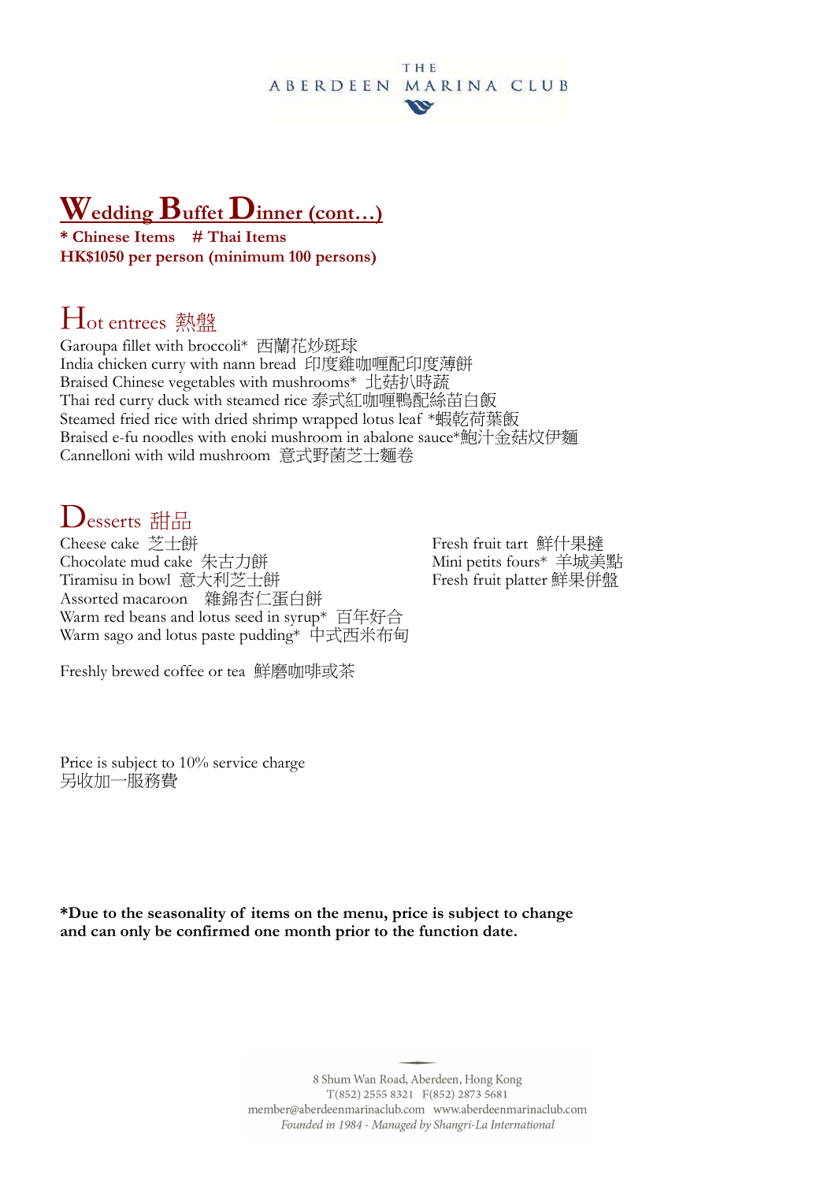THE ABERDEEN MARINA CLUB

## Wedding Buffet Dinner (cont…)

**\* Chinese Items # Thai Items**
**HK$1050 per person (minimum 100 persons)**

## Hot entrees 熱盤

Garoupa fillet with broccoli* 西蘭花炒斑球
India chicken curry with nann bread 印度雞咖喱配印度薄餅
Braised Chinese vegetables with mushrooms* 北菇扒時蔬
Thai red curry duck with steamed rice 泰式紅咖喱鴨配絲苗白飯
Steamed fried rice with dried shrimp wrapped lotus leaf *蝦乾荷葉飯
Braised e-fu noodles with enoki mushroom in abalone sauce*鮑汁金菇炆伊麵
Cannelloni with wild mushroom 意式野菌芝士麵卷

## Desserts 甜品

Cheese cake 芝士餅
Chocolate mud cake 朱古力餅
Tiramisu in bowl 意大利芝士餅
Assorted macaroon 雜錦杏仁蛋白餅
Warm red beans and lotus seed in syrup* 百年好合
Warm sago and lotus paste pudding* 中式西米布甸
Fresh fruit tart 鮮什果撻
Mini petits fours* 羊城美點
Fresh fruit platter 鮮果併盤

Freshly brewed coffee or tea 鮮磨咖啡或茶

Price is subject to 10% service charge
另收加一服務費

**\*Due to the seasonality of items on the menu, price is subject to change and can only be confirmed one month prior to the function date.**

8 Shum Wan Road, Aberdeen, Hong Kong
T(852) 2555 8321 F(852) 2873 5681
member@aberdeenmarinaclub.com www.aberdeenmarinaclub.com
*Founded in 1984 - Managed by Shangri-La International*